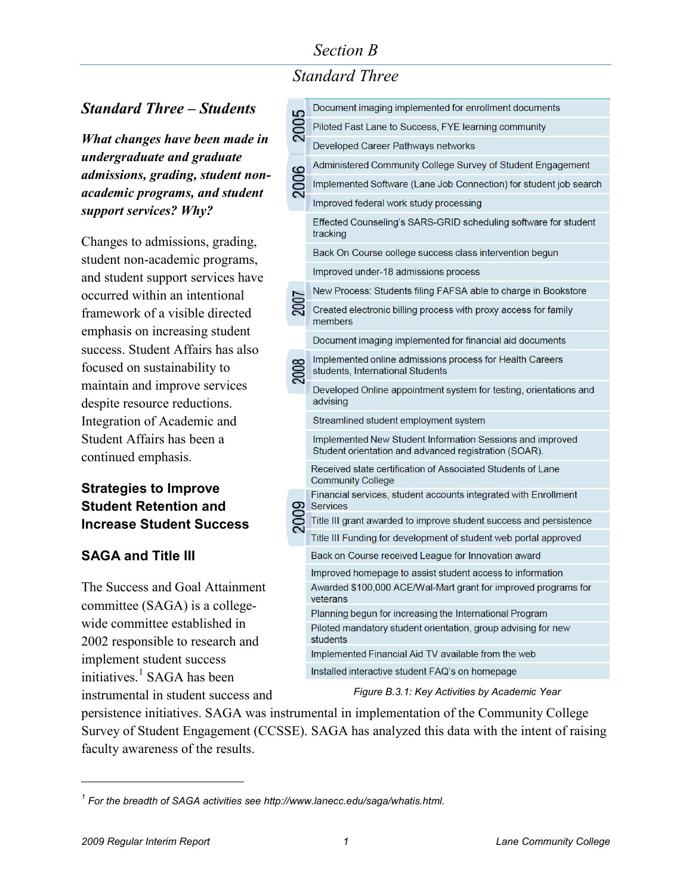# Section B

## Standard Three

### Standard Three – Students

***What changes have been made in undergraduate and graduate admissions, grading, student non-academic programs, and student support services? Why?***

Changes to admissions, grading, student non-academic programs, and student support services have occurred within an intentional framework of a visible directed emphasis on increasing student success. Student Affairs has also focused on sustainability to maintain and improve services despite resource reductions. Integration of Academic and Student Affairs has been a continued emphasis.

| Year | Activity |
|---|---|
| 2005 | Document imaging implemented for enrollment documents |
| | Piloted Fast Lane to Success, FYE learning community |
| | Developed Career Pathways networks |
| 2006 | Administered Community College Survey of Student Engagement |
| | Implemented Software (Lane Job Connection) for student job search |
| | Improved federal work study processing |
| | Effected Counseling's SARS-GRID scheduling software for student tracking |
| | Back On Course college success class intervention begun |
| | Improved under-18 admissions process |
| 2007 | New Process: Students filing FAFSA able to charge in Bookstore |
| | Created electronic billing process with proxy access for family members |
| | Document imaging implemented for financial aid documents |
| 2008 | Implemented online admissions process for Health Careers students, International Students |
| | Developed Online appointment system for testing, orientations and advising |
| | Streamlined student employment system |
| | Implemented New Student Information Sessions and improved Student orientation and advanced registration (SOAR). |
| | Received state certification of Associated Students of Lane Community College |
| 2009 | Financial services, student accounts integrated with Enrollment Services |
| | Title III grant awarded to improve student success and persistence |
| | Title III Funding for development of student web portal approved |
| | Back on Course received League for Innovation award |
| | Improved homepage to assist student access to information |
| | Awarded $100,000 ACE/Wal-Mart grant for improved programs for veterans |
| | Planning begun for increasing the International Program |
| | Piloted mandatory student orientation, group advising for new students |
| | Implemented Financial Aid TV available from the web |
| | Installed interactive student FAQ's on homepage |

*Figure B.3.1: Key Activities by Academic Year*

### Strategies to Improve Student Retention and Increase Student Success

#### SAGA and Title III

The Success and Goal Attainment committee (SAGA) is a college-wide committee established in 2002 responsible to research and implement student success initiatives.[1] SAGA has been instrumental in student success and persistence initiatives. SAGA was instrumental in implementation of the Community College Survey of Student Engagement (CCSSE). SAGA has analyzed this data with the intent of raising faculty awareness of the results.

---

[1] *For the breadth of SAGA activities see http://www.lanecc.edu/saga/whatis.html.*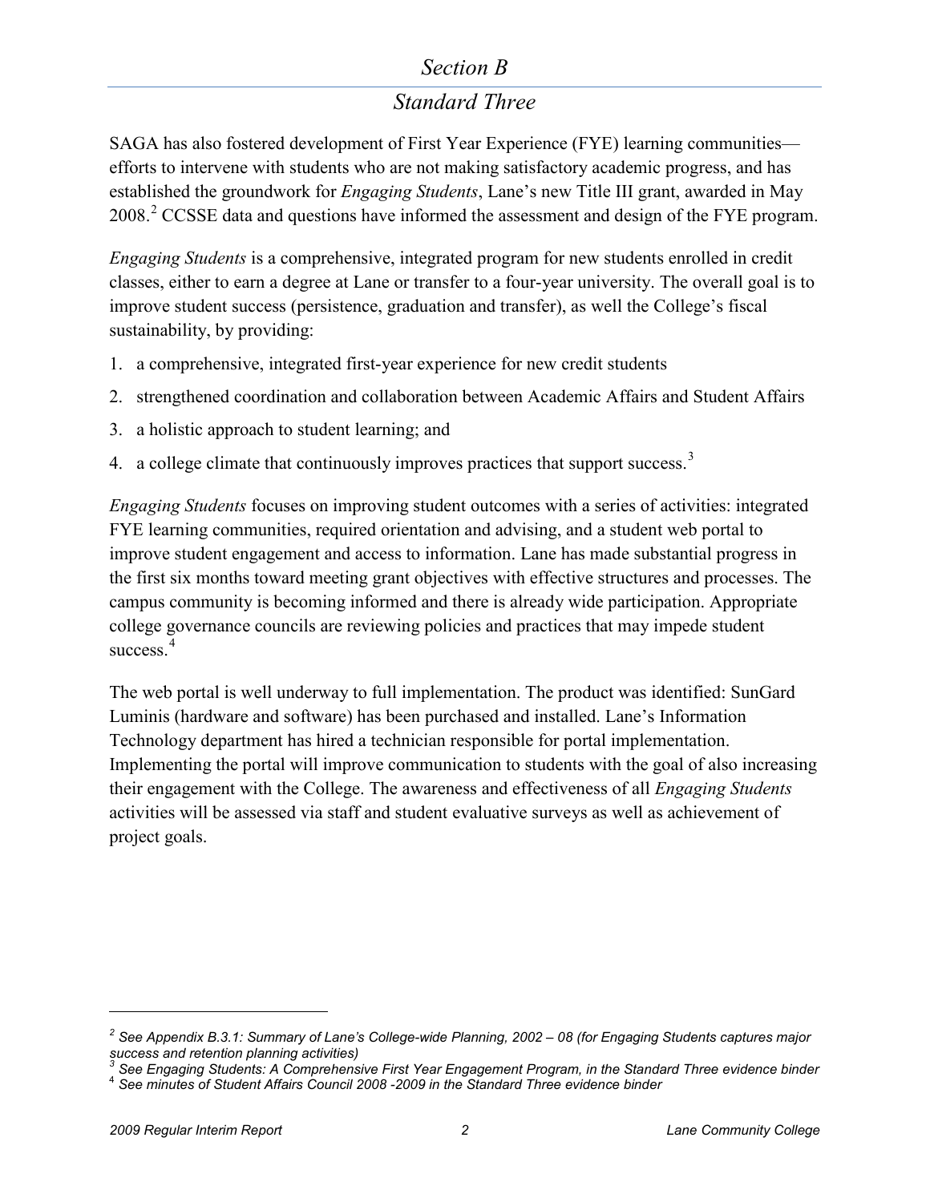## Section B

## Standard Three

SAGA has also fostered development of First Year Experience (FYE) learning communities—efforts to intervene with students who are not making satisfactory academic progress, and has established the groundwork for *Engaging Students*, Lane's new Title III grant, awarded in May 2008.[2] CCSSE data and questions have informed the assessment and design of the FYE program.

*Engaging Students* is a comprehensive, integrated program for new students enrolled in credit classes, either to earn a degree at Lane or transfer to a four-year university. The overall goal is to improve student success (persistence, graduation and transfer), as well the College's fiscal sustainability, by providing:

1. a comprehensive, integrated first-year experience for new credit students
2. strengthened coordination and collaboration between Academic Affairs and Student Affairs
3. a holistic approach to student learning; and
4. a college climate that continuously improves practices that support success.[3]

*Engaging Students* focuses on improving student outcomes with a series of activities: integrated FYE learning communities, required orientation and advising, and a student web portal to improve student engagement and access to information. Lane has made substantial progress in the first six months toward meeting grant objectives with effective structures and processes. The campus community is becoming informed and there is already wide participation. Appropriate college governance councils are reviewing policies and practices that may impede student success.[4]

The web portal is well underway to full implementation. The product was identified: SunGard Luminis (hardware and software) has been purchased and installed. Lane's Information Technology department has hired a technician responsible for portal implementation. Implementing the portal will improve communication to students with the goal of also increasing their engagement with the College. The awareness and effectiveness of all *Engaging Students* activities will be assessed via staff and student evaluative surveys as well as achievement of project goals.

---

[2] *See Appendix B.3.1: Summary of Lane's College-wide Planning, 2002 – 08 (for Engaging Students captures major success and retention planning activities)*

[3] *See Engaging Students: A Comprehensive First Year Engagement Program, in the Standard Three evidence binder*

[4] *See minutes of Student Affairs Council 2008 -2009 in the Standard Three evidence binder*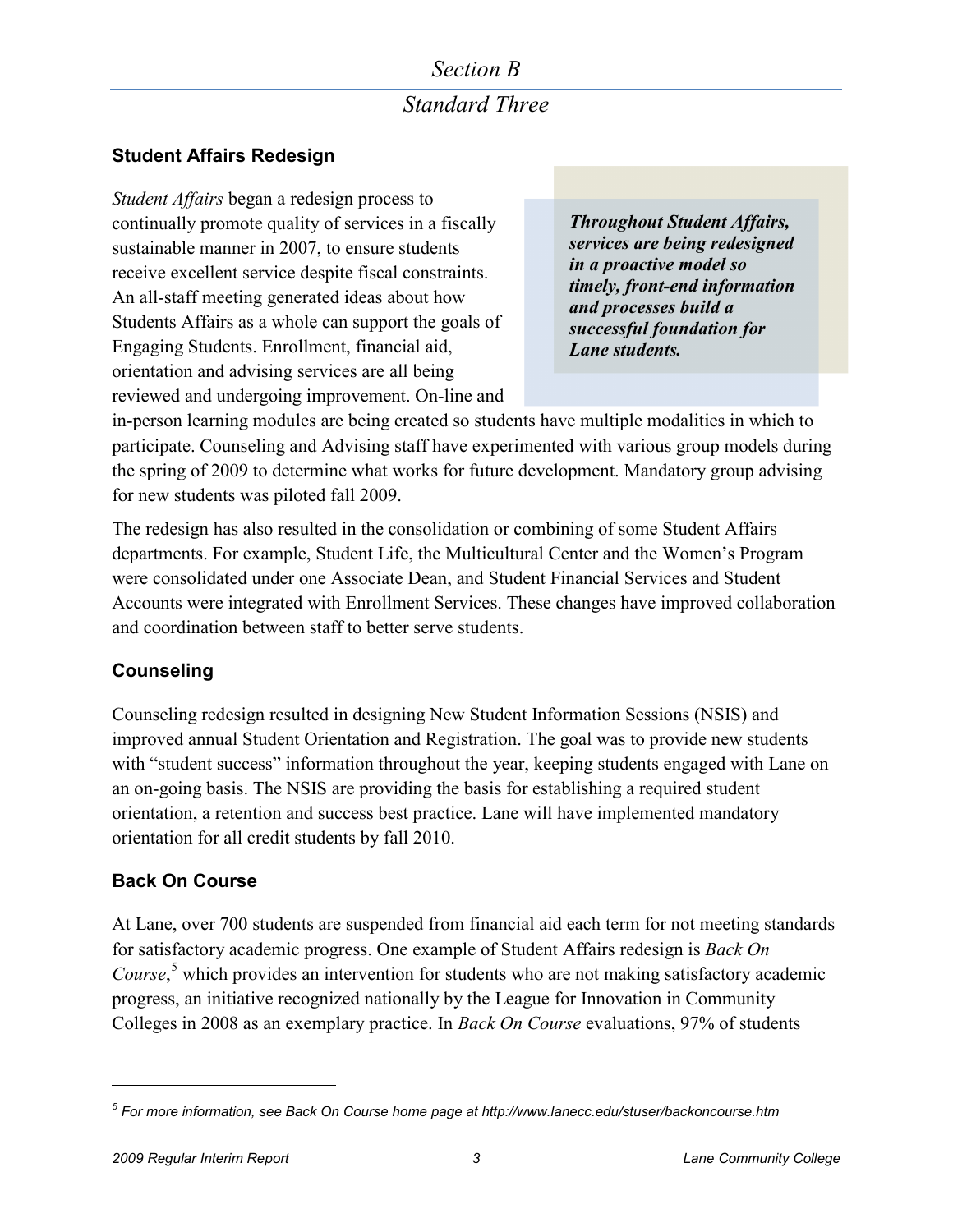## Section B

## Standard Three

### Student Affairs Redesign

*Student Affairs* began a redesign process to continually promote quality of services in a fiscally sustainable manner in 2007, to ensure students receive excellent service despite fiscal constraints. An all-staff meeting generated ideas about how Students Affairs as a whole can support the goals of Engaging Students. Enrollment, financial aid, orientation and advising services are all being reviewed and undergoing improvement. On-line and in-person learning modules are being created so students have multiple modalities in which to participate. Counseling and Advising staff have experimented with various group models during the spring of 2009 to determine what works for future development. Mandatory group advising for new students was piloted fall 2009.

***Throughout Student Affairs, services are being redesigned in a proactive model so timely, front-end information and processes build a successful foundation for Lane students.***

The redesign has also resulted in the consolidation or combining of some Student Affairs departments. For example, Student Life, the Multicultural Center and the Women's Program were consolidated under one Associate Dean, and Student Financial Services and Student Accounts were integrated with Enrollment Services. These changes have improved collaboration and coordination between staff to better serve students.

### Counseling

Counseling redesign resulted in designing New Student Information Sessions (NSIS) and improved annual Student Orientation and Registration. The goal was to provide new students with "student success" information throughout the year, keeping students engaged with Lane on an on-going basis. The NSIS are providing the basis for establishing a required student orientation, a retention and success best practice. Lane will have implemented mandatory orientation for all credit students by fall 2010.

### Back On Course

At Lane, over 700 students are suspended from financial aid each term for not meeting standards for satisfactory academic progress. One example of Student Affairs redesign is *Back On Course*,[5] which provides an intervention for students who are not making satisfactory academic progress, an initiative recognized nationally by the League for Innovation in Community Colleges in 2008 as an exemplary practice. In *Back On Course* evaluations, 97% of students

---

[5] *For more information, see Back On Course home page at http://www.lanecc.edu/stuser/backoncourse.htm*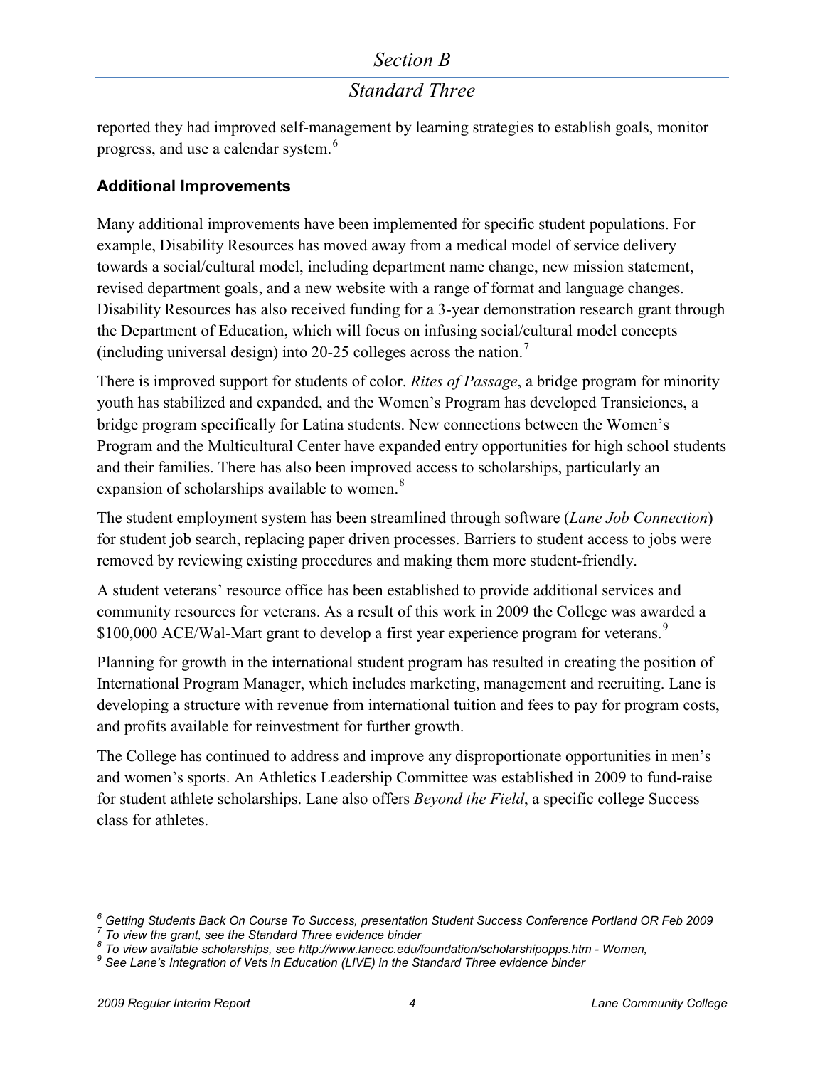reported they had improved self-management by learning strategies to establish goals, monitor progress, and use a calendar system.[6]

### Additional Improvements

Many additional improvements have been implemented for specific student populations. For example, Disability Resources has moved away from a medical model of service delivery towards a social/cultural model, including department name change, new mission statement, revised department goals, and a new website with a range of format and language changes. Disability Resources has also received funding for a 3-year demonstration research grant through the Department of Education, which will focus on infusing social/cultural model concepts (including universal design) into 20-25 colleges across the nation.[7]

There is improved support for students of color. *Rites of Passage*, a bridge program for minority youth has stabilized and expanded, and the Women's Program has developed Transiciones, a bridge program specifically for Latina students. New connections between the Women's Program and the Multicultural Center have expanded entry opportunities for high school students and their families. There has also been improved access to scholarships, particularly an expansion of scholarships available to women.[8]

The student employment system has been streamlined through software (*Lane Job Connection*) for student job search, replacing paper driven processes. Barriers to student access to jobs were removed by reviewing existing procedures and making them more student-friendly.

A student veterans' resource office has been established to provide additional services and community resources for veterans. As a result of this work in 2009 the College was awarded a $100,000 ACE/Wal-Mart grant to develop a first year experience program for veterans.[9]

Planning for growth in the international student program has resulted in creating the position of International Program Manager, which includes marketing, management and recruiting. Lane is developing a structure with revenue from international tuition and fees to pay for program costs, and profits available for reinvestment for further growth.

The College has continued to address and improve any disproportionate opportunities in men's and women's sports. An Athletics Leadership Committee was established in 2009 to fund-raise for student athlete scholarships. Lane also offers *Beyond the Field*, a specific college Success class for athletes.

---

[6] *Getting Students Back On Course To Success, presentation Student Success Conference Portland OR Feb 2009*

[7] *To view the grant, see the Standard Three evidence binder*

[8] *To view available scholarships, see http://www.lanecc.edu/foundation/scholarshipopps.htm - Women,*

[9] *See Lane's Integration of Vets in Education (LIVE) in the Standard Three evidence binder*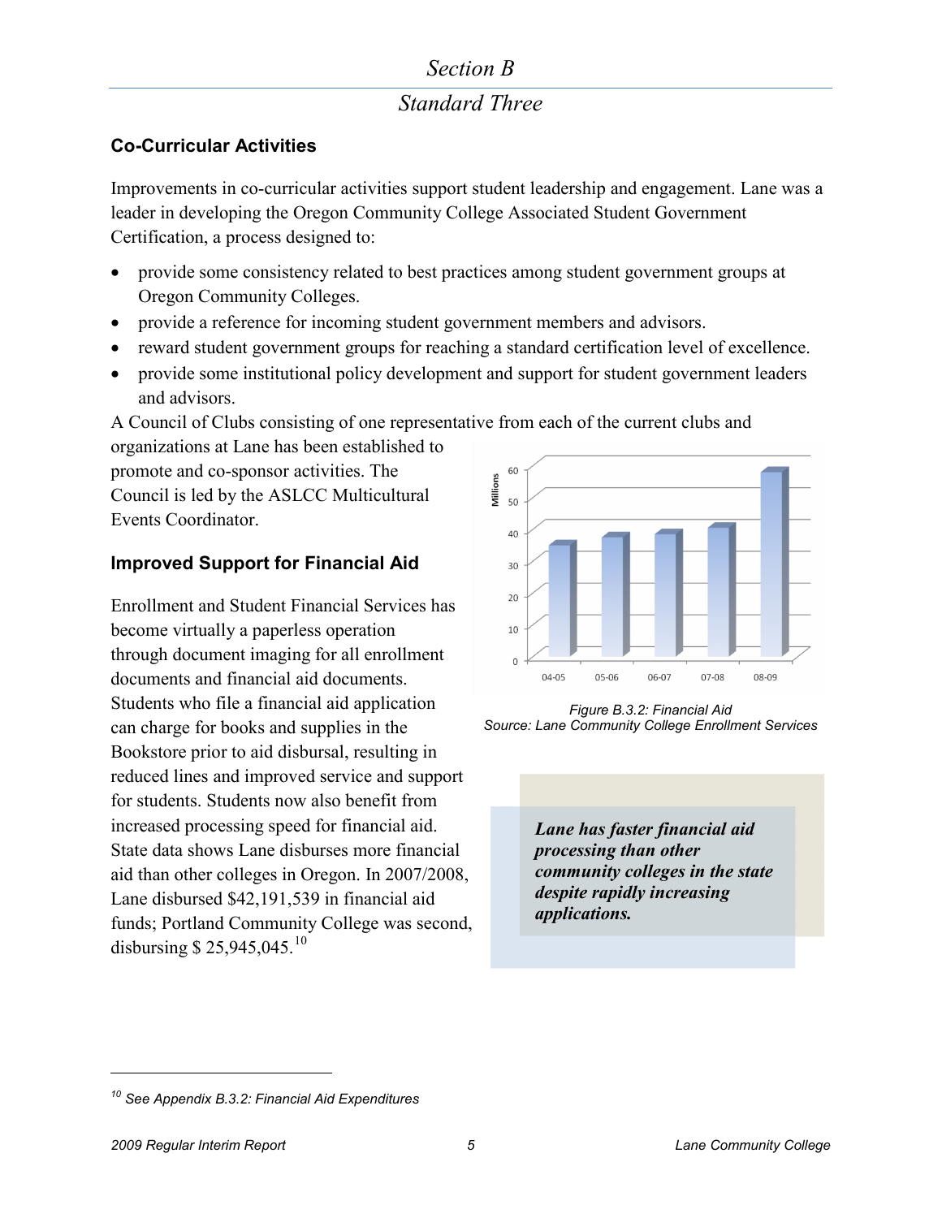# Section B

## Standard Three

### Co-Curricular Activities

Improvements in co-curricular activities support student leadership and engagement. Lane was a leader in developing the Oregon Community College Associated Student Government Certification, a process designed to:

- provide some consistency related to best practices among student government groups at Oregon Community Colleges.
- provide a reference for incoming student government members and advisors.
- reward student government groups for reaching a standard certification level of excellence.
- provide some institutional policy development and support for student government leaders and advisors.

A Council of Clubs consisting of one representative from each of the current clubs and organizations at Lane has been established to promote and co-sponsor activities. The Council is led by the ASLCC Multicultural Events Coordinator.

### Improved Support for Financial Aid

Enrollment and Student Financial Services has become virtually a paperless operation through document imaging for all enrollment documents and financial aid documents. Students who file a financial aid application can charge for books and supplies in the Bookstore prior to aid disbursal, resulting in reduced lines and improved service and support for students. Students now also benefit from increased processing speed for financial aid. State data shows Lane disburses more financial aid than other colleges in Oregon. In 2007/2008, Lane disbursed $42,191,539 in financial aid funds; Portland Community College was second, disbursing $ 25,945,045.[10]

Millions

60
50
40
30
20
10
0

04-05 05-06 06-07 07-08 08-09

*Figure B.3.2: Financial Aid*
*Source: Lane Community College Enrollment Services*

***Lane has faster financial aid processing than other community colleges in the state despite rapidly increasing applications.***

[10] *See Appendix B.3.2: Financial Aid Expenditures*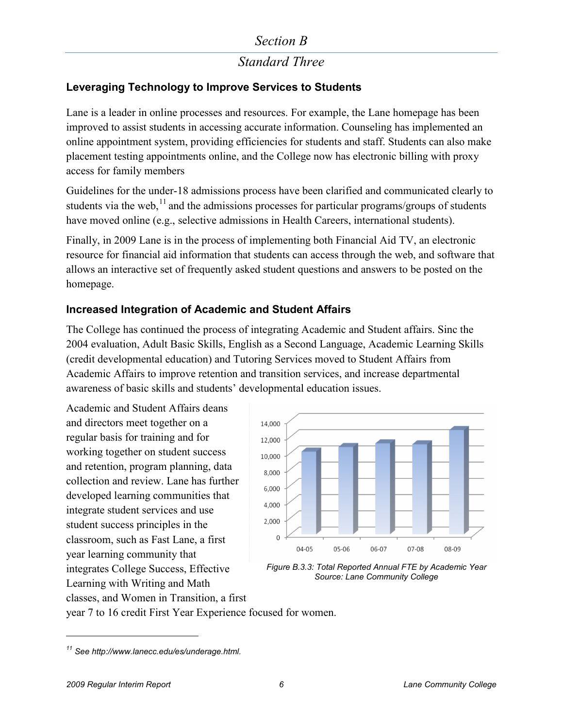# Section B

## Standard Three

### Leveraging Technology to Improve Services to Students

Lane is a leader in online processes and resources. For example, the Lane homepage has been improved to assist students in accessing accurate information. Counseling has implemented an online appointment system, providing efficiencies for students and staff. Students can also make placement testing appointments online, and the College now has electronic billing with proxy access for family members

Guidelines for the under-18 admissions process have been clarified and communicated clearly to students via the web,[11] and the admissions processes for particular programs/groups of students have moved online (e.g., selective admissions in Health Careers, international students).

Finally, in 2009 Lane is in the process of implementing both Financial Aid TV, an electronic resource for financial aid information that students can access through the web, and software that allows an interactive set of frequently asked student questions and answers to be posted on the homepage.

### Increased Integration of Academic and Student Affairs

The College has continued the process of integrating Academic and Student affairs. Sinc the 2004 evaluation, Adult Basic Skills, English as a Second Language, Academic Learning Skills (credit developmental education) and Tutoring Services moved to Student Affairs from Academic Affairs to improve retention and transition services, and increase departmental awareness of basic skills and students' developmental education issues.

Academic and Student Affairs deans and directors meet together on a regular basis for training and for working together on student success and retention, program planning, data collection and review. Lane has further developed learning communities that integrate student services and use student success principles in the classroom, such as Fast Lane, a first year learning community that integrates College Success, Effective Learning with Writing and Math classes, and Women in Transition, a first year 7 to 16 credit First Year Experience focused for women.

14,000
12,000
10,000
8,000
6,000
4,000
2,000
0
04-05 05-06 06-07 07-08 08-09

*Figure B.3.3: Total Reported Annual FTE by Academic Year*
*Source: Lane Community College*

---

[11] *See http://www.lanecc.edu/es/underage.html.*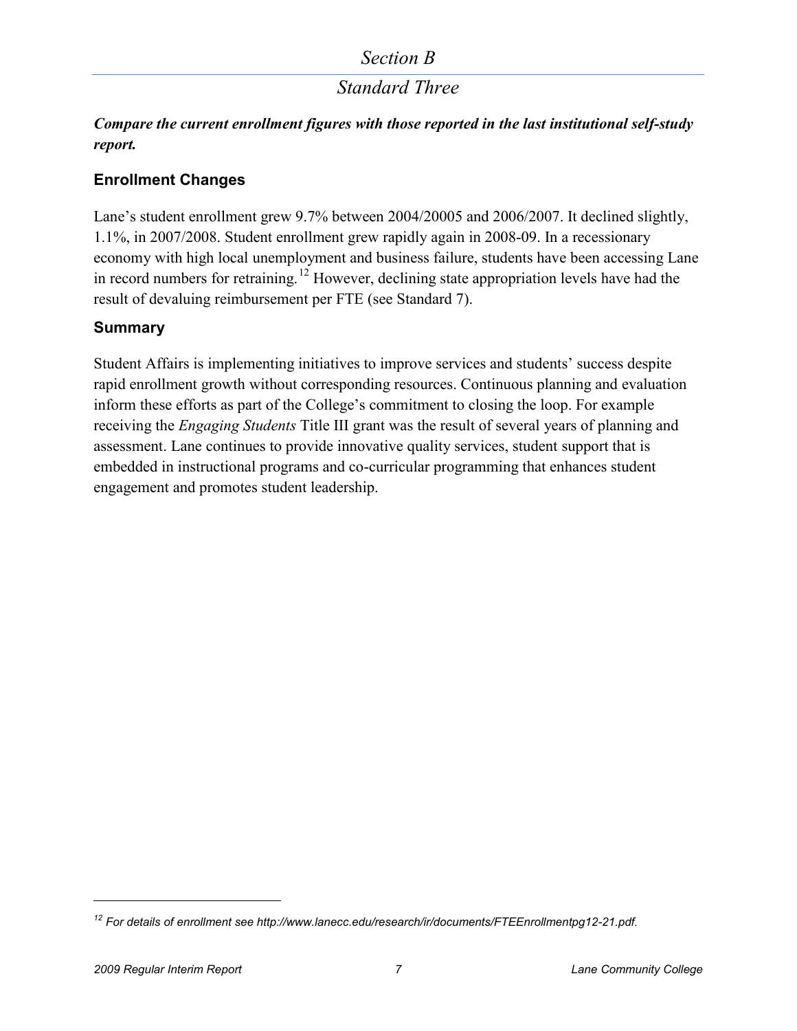# Section B

## Standard Three

***Compare the current enrollment figures with those reported in the last institutional self-study report.***

### Enrollment Changes

Lane's student enrollment grew 9.7% between 2004/20005 and 2006/2007. It declined slightly, 1.1%, in 2007/2008. Student enrollment grew rapidly again in 2008-09. In a recessionary economy with high local unemployment and business failure, students have been accessing Lane in record numbers for retraining.[12] However, declining state appropriation levels have had the result of devaluing reimbursement per FTE (see Standard 7).

### Summary

Student Affairs is implementing initiatives to improve services and students' success despite rapid enrollment growth without corresponding resources. Continuous planning and evaluation inform these efforts as part of the College's commitment to closing the loop. For example receiving the *Engaging Students* Title III grant was the result of several years of planning and assessment. Lane continues to provide innovative quality services, student support that is embedded in instructional programs and co-curricular programming that enhances student engagement and promotes student leadership.

---

*[12] For details of enrollment see http://www.lanecc.edu/research/ir/documents/FTEEnrollmentpg12-21.pdf.*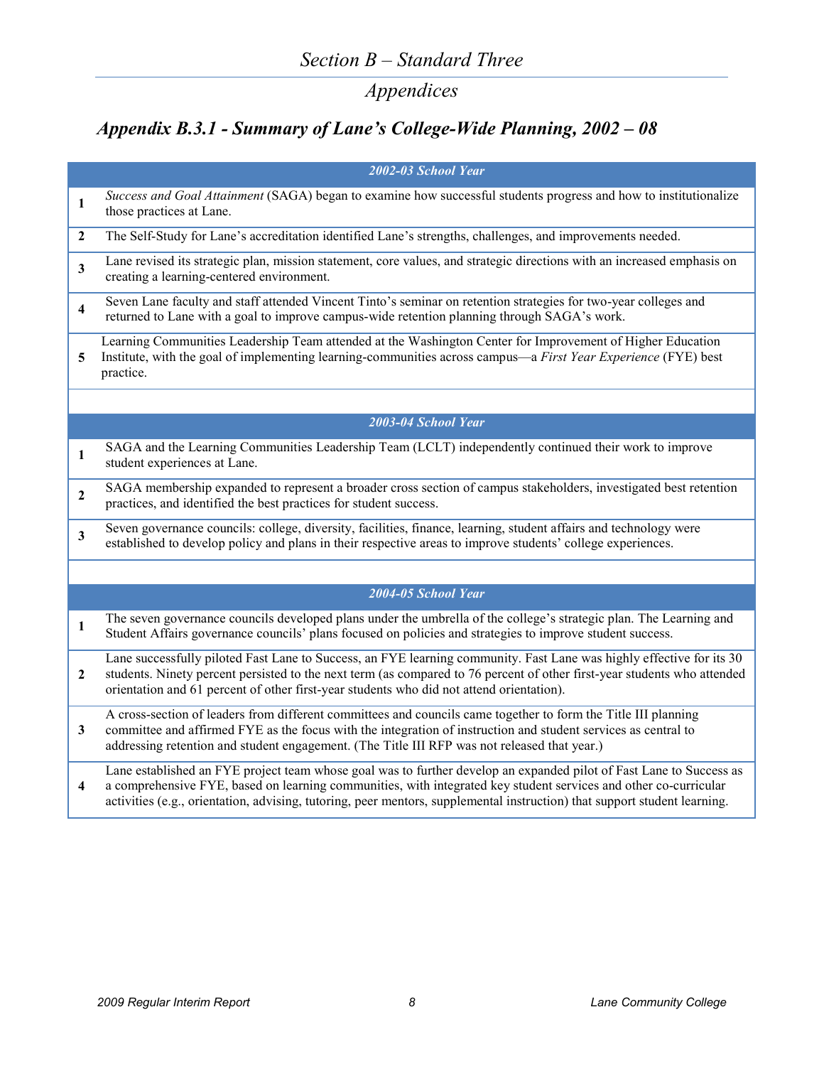# Section B – Standard Three

## Appendices

### Appendix B.3.1 - Summary of Lane's College-Wide Planning, 2002 – 08

| | |
|---|---|
| | ***2002-03 School Year*** |
| **1** | *Success and Goal Attainment* (SAGA) began to examine how successful students progress and how to institutionalize those practices at Lane. |
| **2** | The Self-Study for Lane's accreditation identified Lane's strengths, challenges, and improvements needed. |
| **3** | Lane revised its strategic plan, mission statement, core values, and strategic directions with an increased emphasis on creating a learning-centered environment. |
| **4** | Seven Lane faculty and staff attended Vincent Tinto's seminar on retention strategies for two-year colleges and returned to Lane with a goal to improve campus-wide retention planning through SAGA's work. |
| **5** | Learning Communities Leadership Team attended at the Washington Center for Improvement of Higher Education Institute, with the goal of implementing learning-communities across campus—a *First Year Experience* (FYE) best practice. |
| | |
| | ***2003-04 School Year*** |
| **1** | SAGA and the Learning Communities Leadership Team (LCLT) independently continued their work to improve student experiences at Lane. |
| **2** | SAGA membership expanded to represent a broader cross section of campus stakeholders, investigated best retention practices, and identified the best practices for student success. |
| **3** | Seven governance councils: college, diversity, facilities, finance, learning, student affairs and technology were established to develop policy and plans in their respective areas to improve students' college experiences. |
| | |
| | ***2004-05 School Year*** |
| **1** | The seven governance councils developed plans under the umbrella of the college's strategic plan. The Learning and Student Affairs governance councils' plans focused on policies and strategies to improve student success. |
| **2** | Lane successfully piloted Fast Lane to Success, an FYE learning community. Fast Lane was highly effective for its 30 students. Ninety percent persisted to the next term (as compared to 76 percent of other first-year students who attended orientation and 61 percent of other first-year students who did not attend orientation). |
| **3** | A cross-section of leaders from different committees and councils came together to form the Title III planning committee and affirmed FYE as the focus with the integration of instruction and student services as central to addressing retention and student engagement. (The Title III RFP was not released that year.) |
| **4** | Lane established an FYE project team whose goal was to further develop an expanded pilot of Fast Lane to Success as a comprehensive FYE, based on learning communities, with integrated key student services and other co-curricular activities (e.g., orientation, advising, tutoring, peer mentors, supplemental instruction) that support student learning. |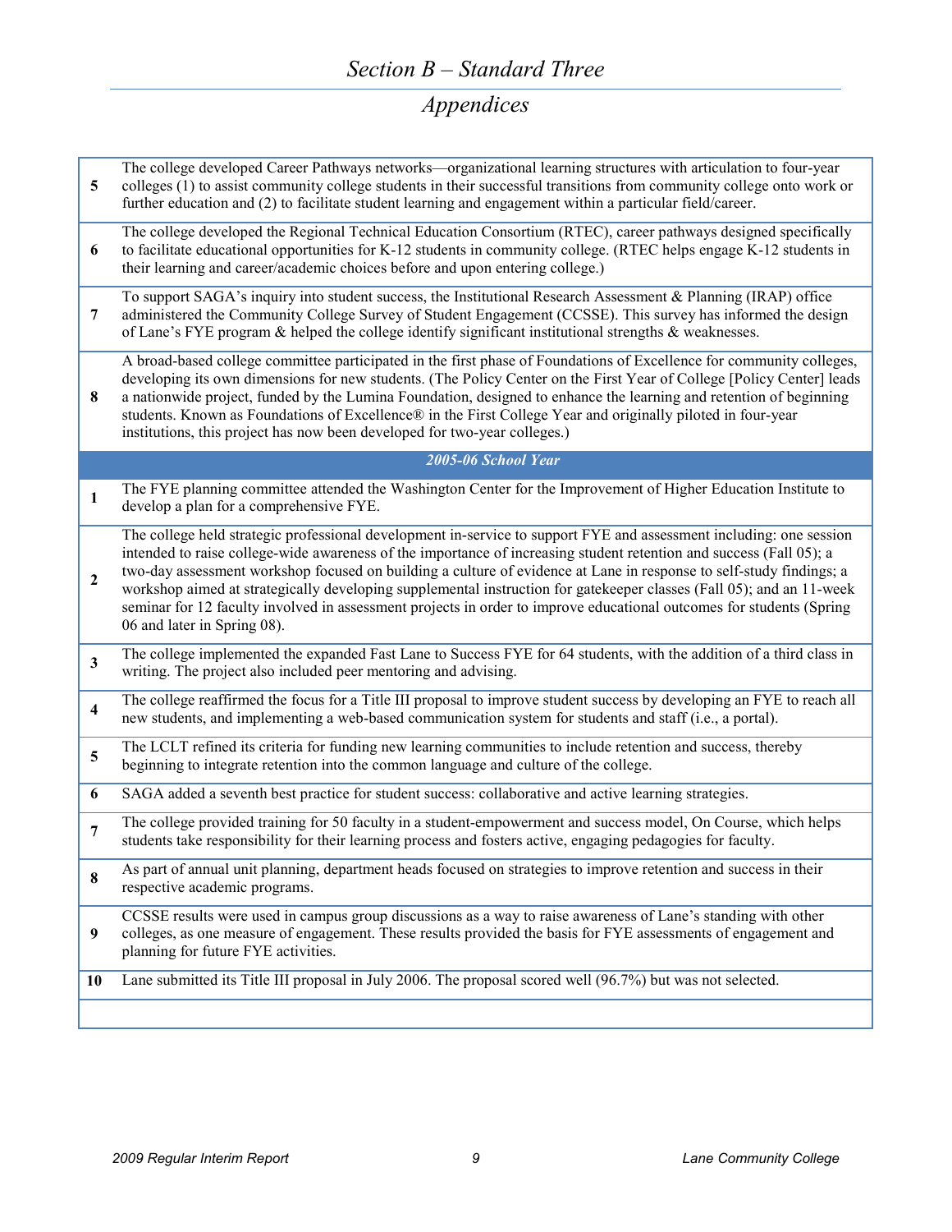## Section B – Standard Three

## Appendices

| | |
|---|---|
| **5** | The college developed Career Pathways networks—organizational learning structures with articulation to four-year colleges (1) to assist community college students in their successful transitions from community college onto work or further education and (2) to facilitate student learning and engagement within a particular field/career. |
| **6** | The college developed the Regional Technical Education Consortium (RTEC), career pathways designed specifically to facilitate educational opportunities for K-12 students in community college. (RTEC helps engage K-12 students in their learning and career/academic choices before and upon entering college.) |
| **7** | To support SAGA's inquiry into student success, the Institutional Research Assessment & Planning (IRAP) office administered the Community College Survey of Student Engagement (CCSSE). This survey has informed the design of Lane's FYE program & helped the college identify significant institutional strengths & weaknesses. |
| **8** | A broad-based college committee participated in the first phase of Foundations of Excellence for community colleges, developing its own dimensions for new students. (The Policy Center on the First Year of College [Policy Center] leads a nationwide project, funded by the Lumina Foundation, designed to enhance the learning and retention of beginning students. Known as Foundations of Excellence® in the First College Year and originally piloted in four-year institutions, this project has now been developed for two-year colleges.) |
| | ***2005-06 School Year*** |
| **1** | The FYE planning committee attended the Washington Center for the Improvement of Higher Education Institute to develop a plan for a comprehensive FYE. |
| **2** | The college held strategic professional development in-service to support FYE and assessment including: one session intended to raise college-wide awareness of the importance of increasing student retention and success (Fall 05); a two-day assessment workshop focused on building a culture of evidence at Lane in response to self-study findings; a workshop aimed at strategically developing supplemental instruction for gatekeeper classes (Fall 05); and an 11-week seminar for 12 faculty involved in assessment projects in order to improve educational outcomes for students (Spring 06 and later in Spring 08). |
| **3** | The college implemented the expanded Fast Lane to Success FYE for 64 students, with the addition of a third class in writing. The project also included peer mentoring and advising. |
| **4** | The college reaffirmed the focus for a Title III proposal to improve student success by developing an FYE to reach all new students, and implementing a web-based communication system for students and staff (i.e., a portal). |
| **5** | The LCLT refined its criteria for funding new learning communities to include retention and success, thereby beginning to integrate retention into the common language and culture of the college. |
| **6** | SAGA added a seventh best practice for student success: collaborative and active learning strategies. |
| **7** | The college provided training for 50 faculty in a student-empowerment and success model, On Course, which helps students take responsibility for their learning process and fosters active, engaging pedagogies for faculty. |
| **8** | As part of annual unit planning, department heads focused on strategies to improve retention and success in their respective academic programs. |
| **9** | CCSSE results were used in campus group discussions as a way to raise awareness of Lane's standing with other colleges, as one measure of engagement. These results provided the basis for FYE assessments of engagement and planning for future FYE activities. |
| **10** | Lane submitted its Title III proposal in July 2006. The proposal scored well (96.7%) but was not selected. |
| | |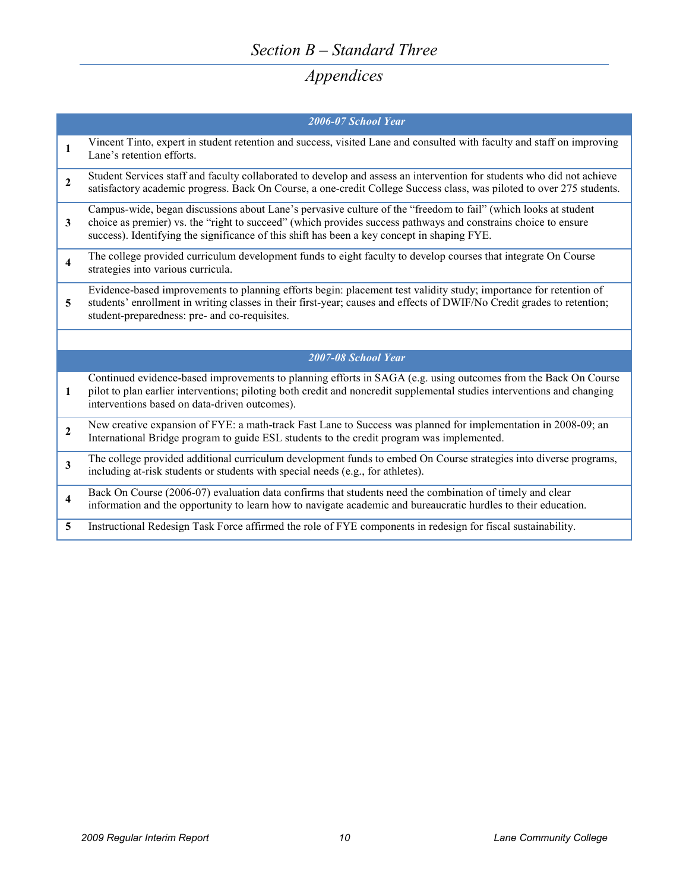# *Section B – Standard Three*

## *Appendices*

| | *2006-07 School Year* |
|---|---|
| **1** | Vincent Tinto, expert in student retention and success, visited Lane and consulted with faculty and staff on improving Lane's retention efforts. |
| **2** | Student Services staff and faculty collaborated to develop and assess an intervention for students who did not achieve satisfactory academic progress. Back On Course, a one-credit College Success class, was piloted to over 275 students. |
| **3** | Campus-wide, began discussions about Lane's pervasive culture of the "freedom to fail" (which looks at student choice as premier) vs. the "right to succeed" (which provides success pathways and constrains choice to ensure success). Identifying the significance of this shift has been a key concept in shaping FYE. |
| **4** | The college provided curriculum development funds to eight faculty to develop courses that integrate On Course strategies into various curricula. |
| **5** | Evidence-based improvements to planning efforts begin: placement test validity study; importance for retention of students' enrollment in writing classes in their first-year; causes and effects of DWIF/No Credit grades to retention; student-preparedness: pre- and co-requisites. |

| | *2007-08 School Year* |
|---|---|
| **1** | Continued evidence-based improvements to planning efforts in SAGA (e.g. using outcomes from the Back On Course pilot to plan earlier interventions; piloting both credit and noncredit supplemental studies interventions and changing interventions based on data-driven outcomes). |
| **2** | New creative expansion of FYE: a math-track Fast Lane to Success was planned for implementation in 2008-09; an International Bridge program to guide ESL students to the credit program was implemented. |
| **3** | The college provided additional curriculum development funds to embed On Course strategies into diverse programs, including at-risk students or students with special needs (e.g., for athletes). |
| **4** | Back On Course (2006-07) evaluation data confirms that students need the combination of timely and clear information and the opportunity to learn how to navigate academic and bureaucratic hurdles to their education. |
| **5** | Instructional Redesign Task Force affirmed the role of FYE components in redesign for fiscal sustainability. |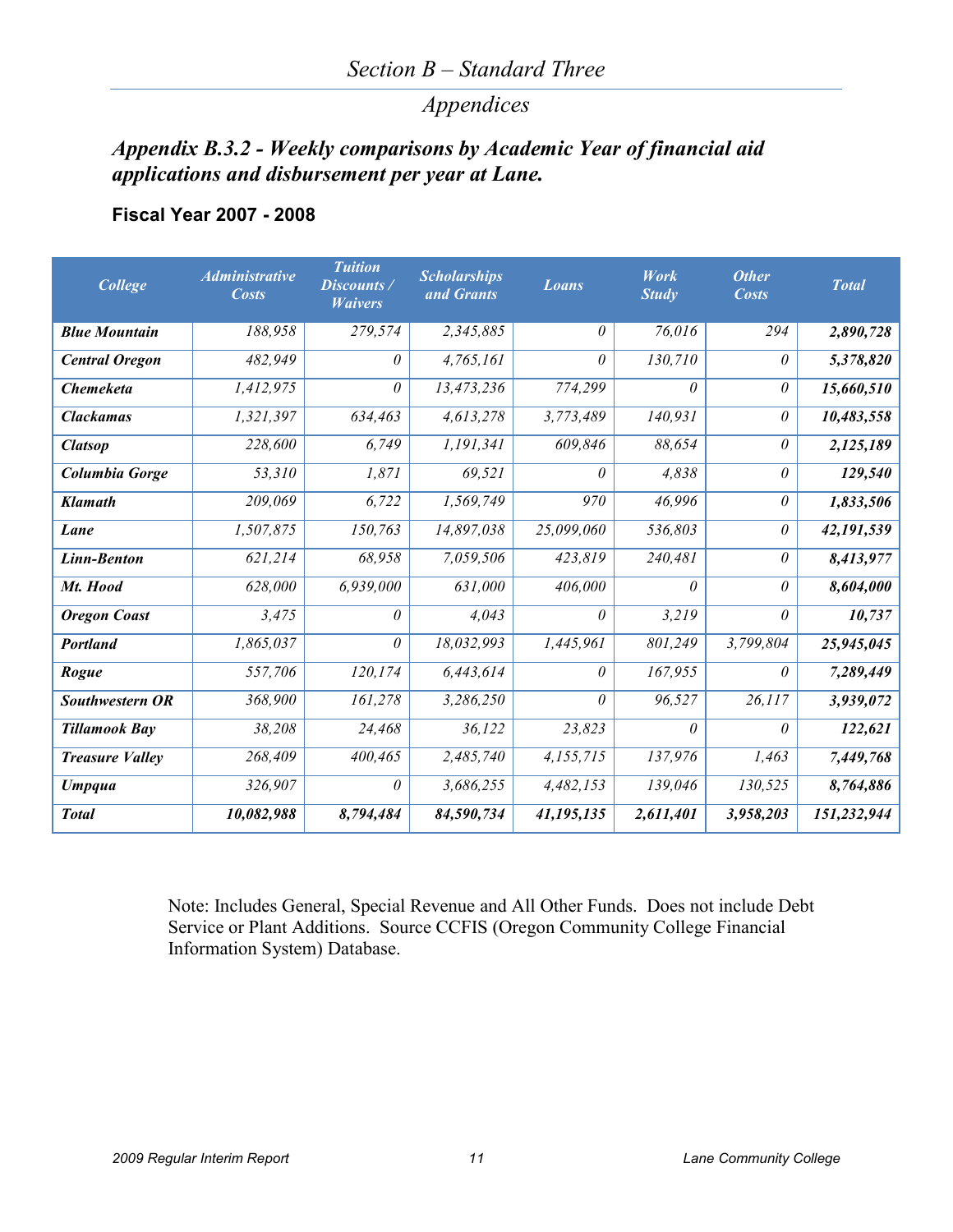*Section B – Standard Three*

*Appendices*

### *Appendix B.3.2 - Weekly comparisons by Academic Year of financial aid applications and disbursement per year at Lane.*

**Fiscal Year 2007 - 2008**

| *College* | *Administrative Costs* | *Tuition Discounts / Waivers* | *Scholarships and Grants* | *Loans* | *Work Study* | *Other Costs* | *Total* |
|---|---|---|---|---|---|---|---|
| **Blue Mountain** | 188,958 | 279,574 | 2,345,885 | 0 | 76,016 | 294 | **2,890,728** |
| **Central Oregon** | 482,949 | 0 | 4,765,161 | 0 | 130,710 | 0 | **5,378,820** |
| **Chemeketa** | 1,412,975 | 0 | 13,473,236 | 774,299 | 0 | 0 | **15,660,510** |
| **Clackamas** | 1,321,397 | 634,463 | 4,613,278 | 3,773,489 | 140,931 | 0 | **10,483,558** |
| **Clatsop** | 228,600 | 6,749 | 1,191,341 | 609,846 | 88,654 | 0 | **2,125,189** |
| **Columbia Gorge** | 53,310 | 1,871 | 69,521 | 0 | 4,838 | 0 | **129,540** |
| **Klamath** | 209,069 | 6,722 | 1,569,749 | 970 | 46,996 | 0 | **1,833,506** |
| **Lane** | 1,507,875 | 150,763 | 14,897,038 | 25,099,060 | 536,803 | 0 | **42,191,539** |
| **Linn-Benton** | 621,214 | 68,958 | 7,059,506 | 423,819 | 240,481 | 0 | **8,413,977** |
| **Mt. Hood** | 628,000 | 6,939,000 | 631,000 | 406,000 | 0 | 0 | **8,604,000** |
| **Oregon Coast** | 3,475 | 0 | 4,043 | 0 | 3,219 | 0 | **10,737** |
| **Portland** | 1,865,037 | 0 | 18,032,993 | 1,445,961 | 801,249 | 3,799,804 | **25,945,045** |
| **Rogue** | 557,706 | 120,174 | 6,443,614 | 0 | 167,955 | 0 | **7,289,449** |
| **Southwestern OR** | 368,900 | 161,278 | 3,286,250 | 0 | 96,527 | 26,117 | **3,939,072** |
| **Tillamook Bay** | 38,208 | 24,468 | 36,122 | 23,823 | 0 | 0 | **122,621** |
| **Treasure Valley** | 268,409 | 400,465 | 2,485,740 | 4,155,715 | 137,976 | 1,463 | **7,449,768** |
| **Umpqua** | 326,907 | 0 | 3,686,255 | 4,482,153 | 139,046 | 130,525 | **8,764,886** |
| **Total** | **10,082,988** | **8,794,484** | **84,590,734** | **41,195,135** | **2,611,401** | **3,958,203** | **151,232,944** |

Note: Includes General, Special Revenue and All Other Funds. Does not include Debt Service or Plant Additions. Source CCFIS (Oregon Community College Financial Information System) Database.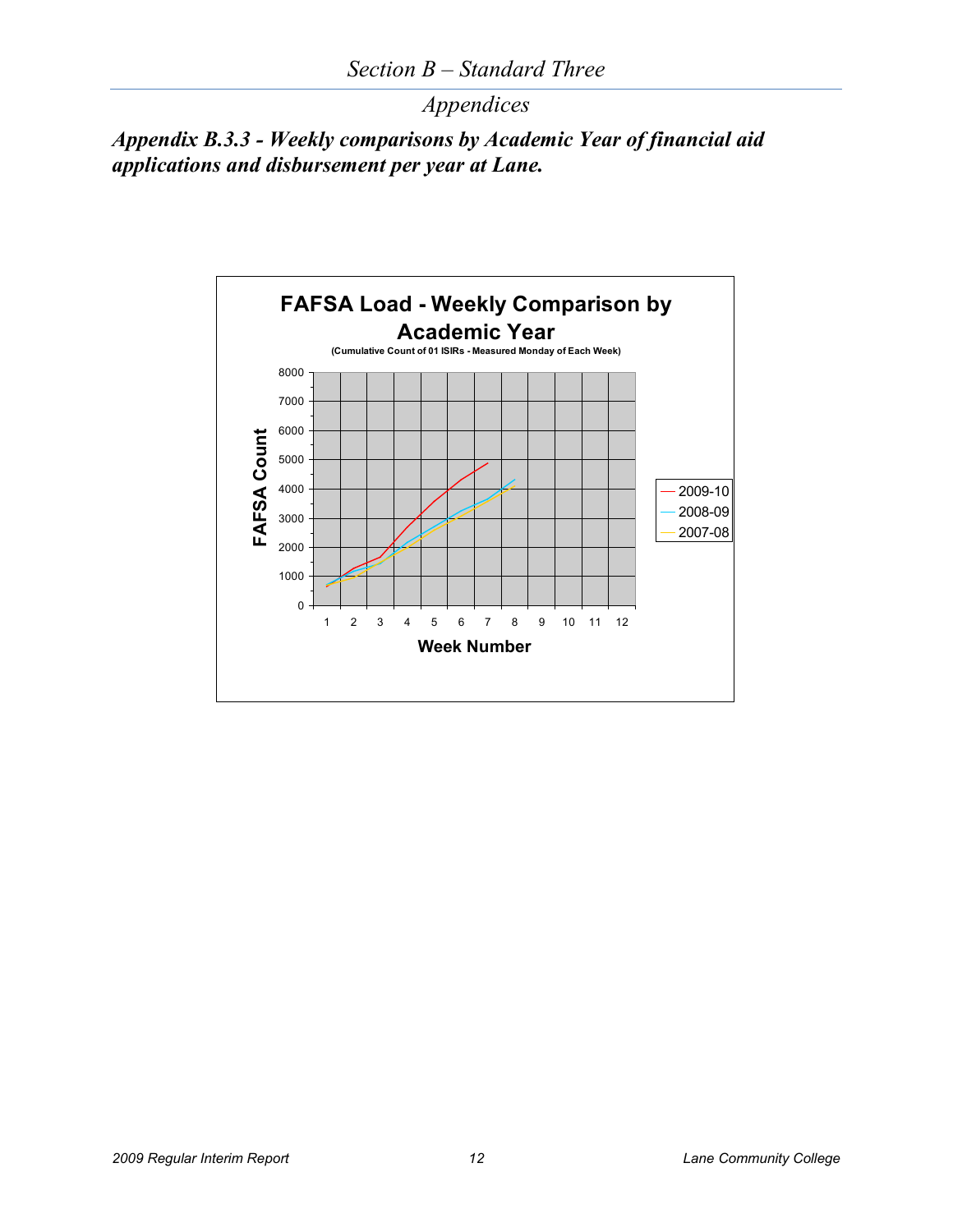## Section B – Standard Three

### Appendices

***Appendix B.3.3 - Weekly comparisons by Academic Year of financial aid applications and disbursement per year at Lane.***

**FAFSA Load - Weekly Comparison by Academic Year**

(Cumulative Count of 01 ISIRs - Measured Monday of Each Week)

FAFSA Count

8000
7000
6000
5000
4000
3000
2000
1000
0

1 2 3 4 5 6 7 8 9 10 11 12

Week Number

2009-10
2008-09
2007-08